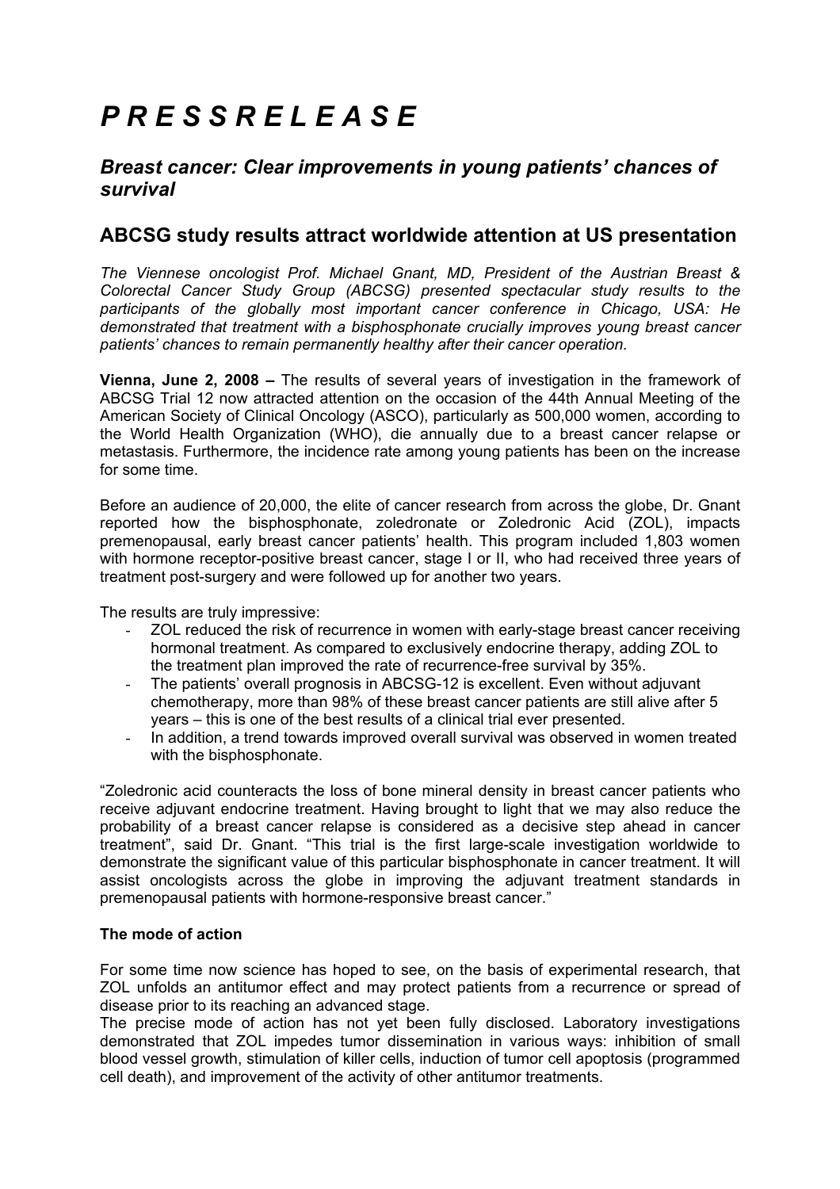# *P R E S S R E L E A S E*

## *Breast cancer: Clear improvements in young patients' chances of survival*

## ABCSG study results attract worldwide attention at US presentation

*The Viennese oncologist Prof. Michael Gnant, MD, President of the Austrian Breast & Colorectal Cancer Study Group (ABCSG) presented spectacular study results to the participants of the globally most important cancer conference in Chicago, USA: He demonstrated that treatment with a bisphosphonate crucially improves young breast cancer patients' chances to remain permanently healthy after their cancer operation.*

**Vienna, June 2, 2008 –** The results of several years of investigation in the framework of ABCSG Trial 12 now attracted attention on the occasion of the 44th Annual Meeting of the American Society of Clinical Oncology (ASCO), particularly as 500,000 women, according to the World Health Organization (WHO), die annually due to a breast cancer relapse or metastasis. Furthermore, the incidence rate among young patients has been on the increase for some time.

Before an audience of 20,000, the elite of cancer research from across the globe, Dr. Gnant reported how the bisphosphonate, zoledronate or Zoledronic Acid (ZOL), impacts premenopausal, early breast cancer patients' health. This program included 1,803 women with hormone receptor-positive breast cancer, stage I or II, who had received three years of treatment post-surgery and were followed up for another two years.

The results are truly impressive:

- ZOL reduced the risk of recurrence in women with early-stage breast cancer receiving hormonal treatment. As compared to exclusively endocrine therapy, adding ZOL to the treatment plan improved the rate of recurrence-free survival by 35%.
- The patients' overall prognosis in ABCSG-12 is excellent. Even without adjuvant chemotherapy, more than 98% of these breast cancer patients are still alive after 5 years – this is one of the best results of a clinical trial ever presented.
- In addition, a trend towards improved overall survival was observed in women treated with the bisphosphonate.

"Zoledronic acid counteracts the loss of bone mineral density in breast cancer patients who receive adjuvant endocrine treatment. Having brought to light that we may also reduce the probability of a breast cancer relapse is considered as a decisive step ahead in cancer treatment", said Dr. Gnant. "This trial is the first large-scale investigation worldwide to demonstrate the significant value of this particular bisphosphonate in cancer treatment. It will assist oncologists across the globe in improving the adjuvant treatment standards in premenopausal patients with hormone-responsive breast cancer."

### The mode of action

For some time now science has hoped to see, on the basis of experimental research, that ZOL unfolds an antitumor effect and may protect patients from a recurrence or spread of disease prior to its reaching an advanced stage.

The precise mode of action has not yet been fully disclosed. Laboratory investigations demonstrated that ZOL impedes tumor dissemination in various ways: inhibition of small blood vessel growth, stimulation of killer cells, induction of tumor cell apoptosis (programmed cell death), and improvement of the activity of other antitumor treatments.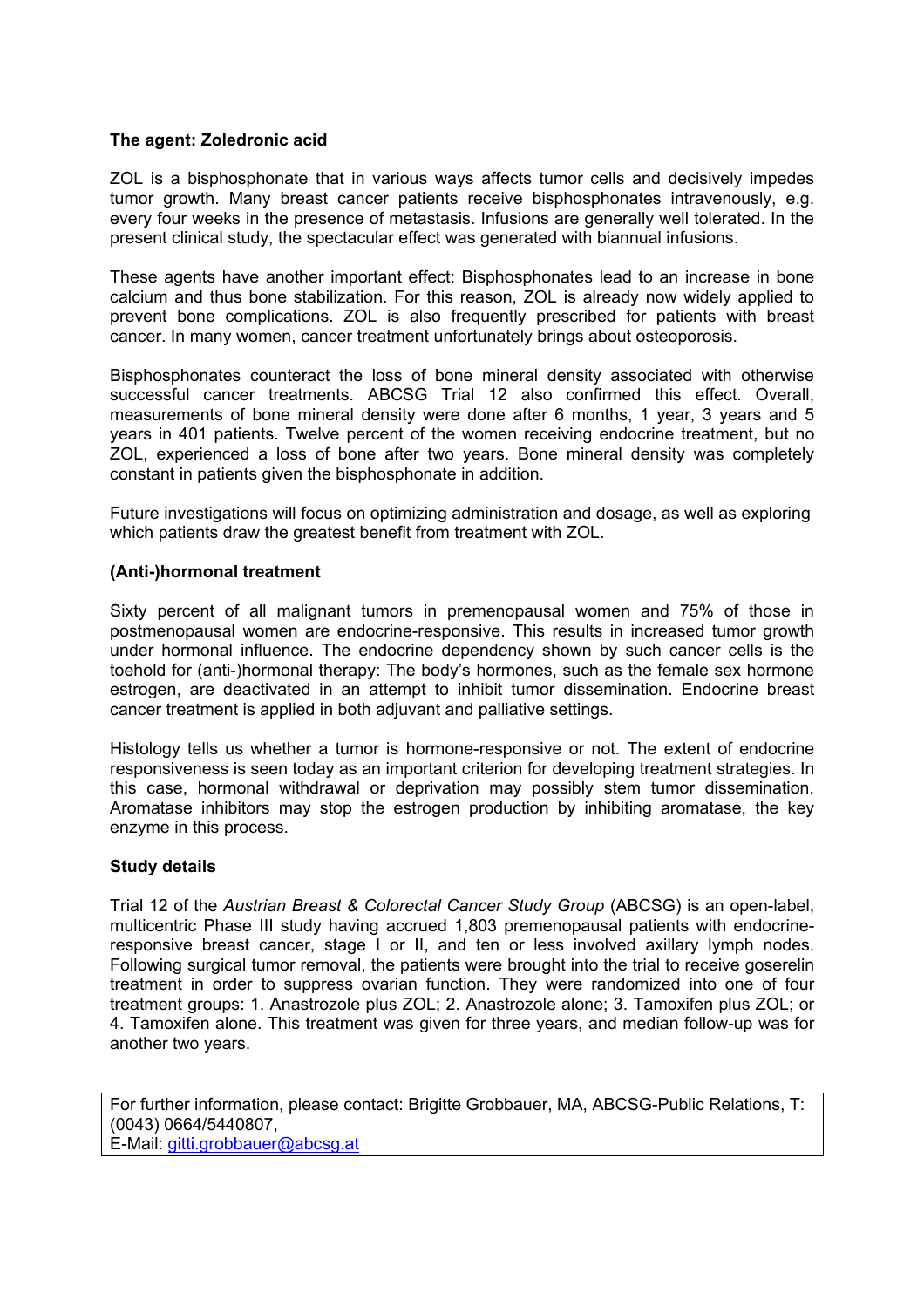### The agent: Zoledronic acid

ZOL is a bisphosphonate that in various ways affects tumor cells and decisively impedes tumor growth. Many breast cancer patients receive bisphosphonates intravenously, e.g. every four weeks in the presence of metastasis. Infusions are generally well tolerated. In the present clinical study, the spectacular effect was generated with biannual infusions.

These agents have another important effect: Bisphosphonates lead to an increase in bone calcium and thus bone stabilization. For this reason, ZOL is already now widely applied to prevent bone complications. ZOL is also frequently prescribed for patients with breast cancer. In many women, cancer treatment unfortunately brings about osteoporosis.

Bisphosphonates counteract the loss of bone mineral density associated with otherwise successful cancer treatments. ABCSG Trial 12 also confirmed this effect. Overall, measurements of bone mineral density were done after 6 months, 1 year, 3 years and 5 years in 401 patients. Twelve percent of the women receiving endocrine treatment, but no ZOL, experienced a loss of bone after two years. Bone mineral density was completely constant in patients given the bisphosphonate in addition.

Future investigations will focus on optimizing administration and dosage, as well as exploring which patients draw the greatest benefit from treatment with ZOL.

### (Anti-)hormonal treatment

Sixty percent of all malignant tumors in premenopausal women and 75% of those in postmenopausal women are endocrine-responsive. This results in increased tumor growth under hormonal influence. The endocrine dependency shown by such cancer cells is the toehold for (anti-)hormonal therapy: The body's hormones, such as the female sex hormone estrogen, are deactivated in an attempt to inhibit tumor dissemination. Endocrine breast cancer treatment is applied in both adjuvant and palliative settings.

Histology tells us whether a tumor is hormone-responsive or not. The extent of endocrine responsiveness is seen today as an important criterion for developing treatment strategies. In this case, hormonal withdrawal or deprivation may possibly stem tumor dissemination. Aromatase inhibitors may stop the estrogen production by inhibiting aromatase, the key enzyme in this process.

### Study details

Trial 12 of the *Austrian Breast & Colorectal Cancer Study Group* (ABCSG) is an open-label, multicentric Phase III study having accrued 1,803 premenopausal patients with endocrine-responsive breast cancer, stage I or II, and ten or less involved axillary lymph nodes. Following surgical tumor removal, the patients were brought into the trial to receive goserelin treatment in order to suppress ovarian function. They were randomized into one of four treatment groups: 1. Anastrozole plus ZOL; 2. Anastrozole alone; 3. Tamoxifen plus ZOL; or 4. Tamoxifen alone. This treatment was given for three years, and median follow-up was for another two years.

For further information, please contact: Brigitte Grobbauer, MA, ABCSG-Public Relations, T: (0043) 0664/5440807,
E-Mail: gitti.grobbauer@abcsg.at